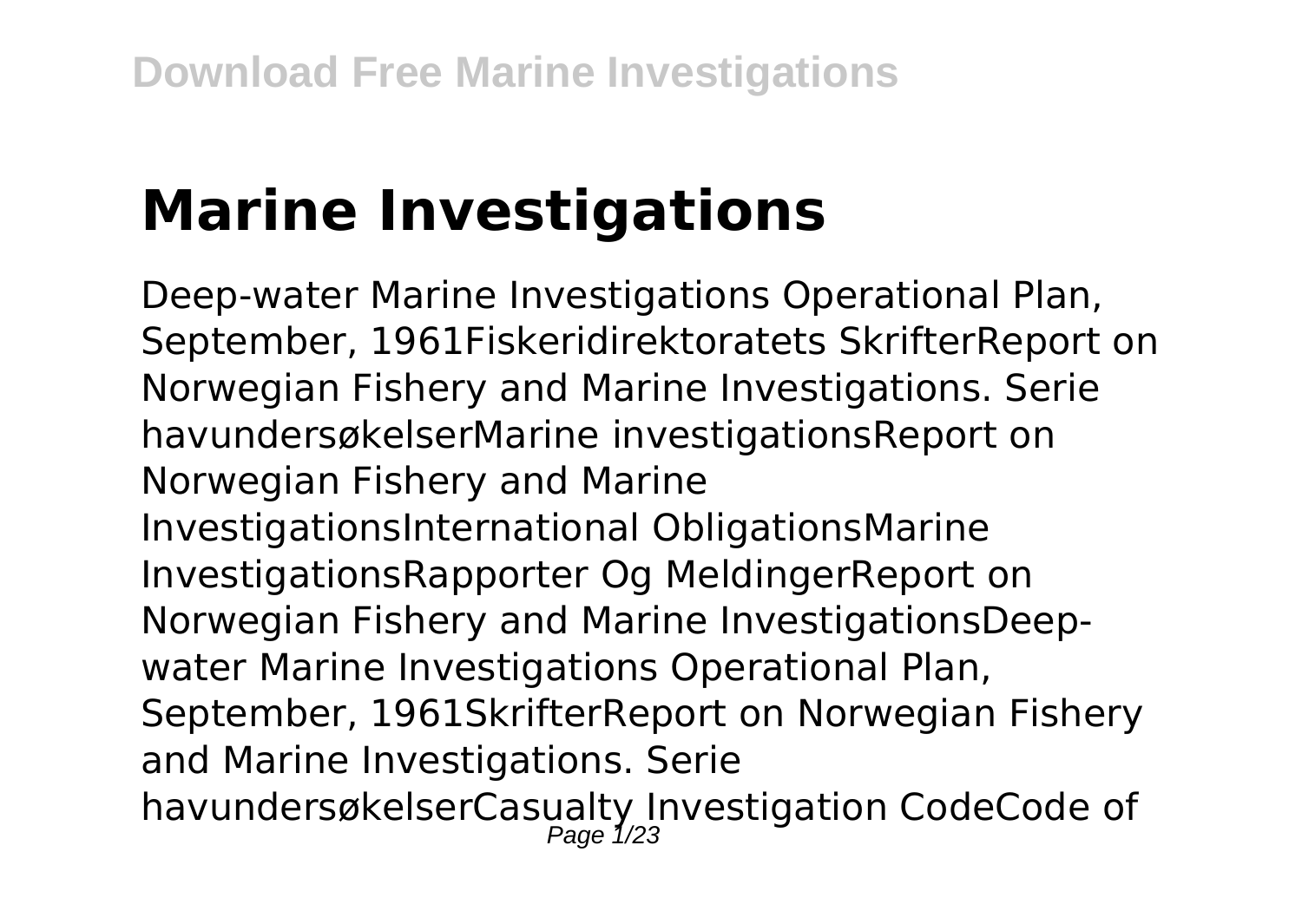# Marine Investigations

Deep-water Marine Investigations Operational Plan, September, 1961Fiskeridirektoratets SkrifterReport on Norwegian Fishery and Marine Investigations. Serie havundersøkelserMarine investigationsReport on Norwegian Fishery and Marine InvestigationsInternational ObligationsMarine InvestigationsRapporter Og MeldingerReport on Norwegian Fishery and Marine InvestigationsDeep-water Marine Investigations Operational Plan, September, 1961SkrifterReport on Norwegian Fishery and Marine Investigations. Serie havundersøkelserCasualty Investigation CodeCode of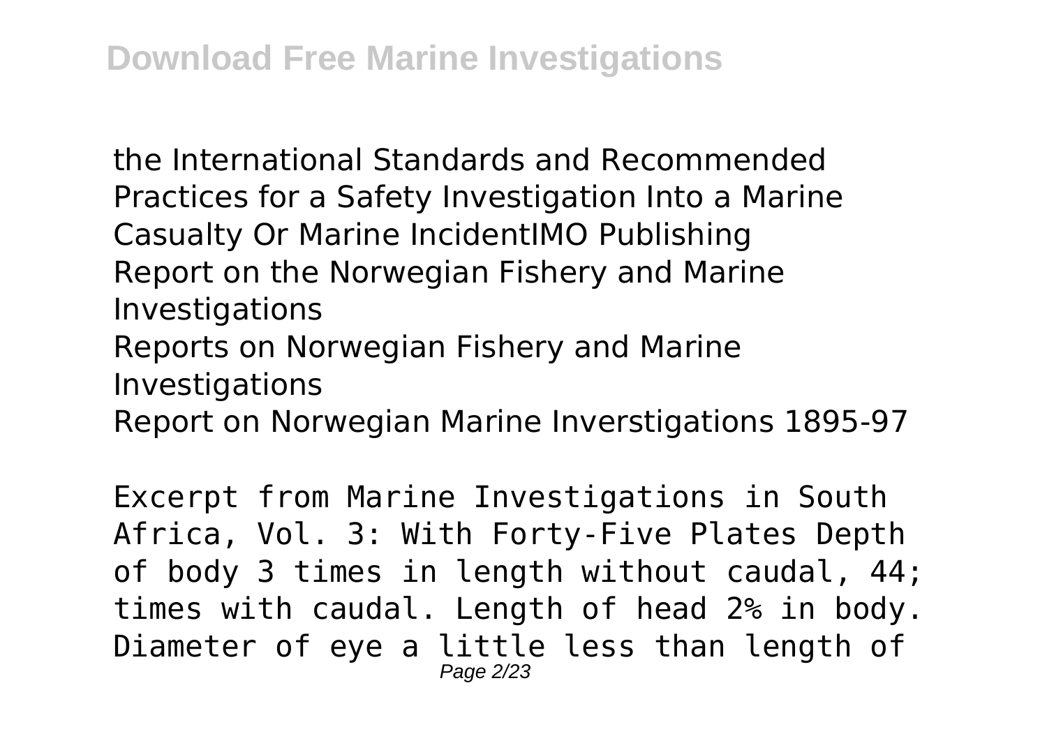the International Standards and Recommended Practices for a Safety Investigation Into a Marine Casualty Or Marine IncidentIMO Publishing
Report on the Norwegian Fishery and Marine Investigations
Reports on Norwegian Fishery and Marine Investigations
Report on Norwegian Marine Inverstigations 1895-97

Excerpt from Marine Investigations in South Africa, Vol. 3: With Forty-Five Plates Depth of body 3 times in length without caudal, 44; times with caudal. Length of head 2% in body. Diameter of eye a little less than length of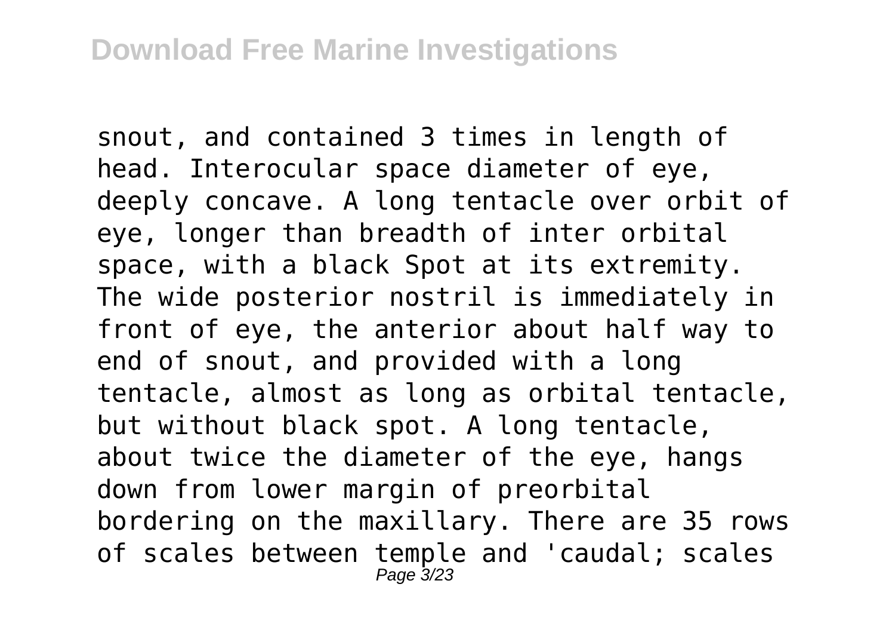snout, and contained 3 times in length of head. Interocular space diameter of eye, deeply concave. A long tentacle over orbit of eye, longer than breadth of inter orbital space, with a black Spot at its extremity. The wide posterior nostril is immediately in front of eye, the anterior about half way to end of snout, and provided with a long tentacle, almost as long as orbital tentacle, but without black spot. A long tentacle, about twice the diameter of the eye, hangs down from lower margin of preorbital bordering on the maxillary. There are 35 rows of scales between temple and 'caudal; scales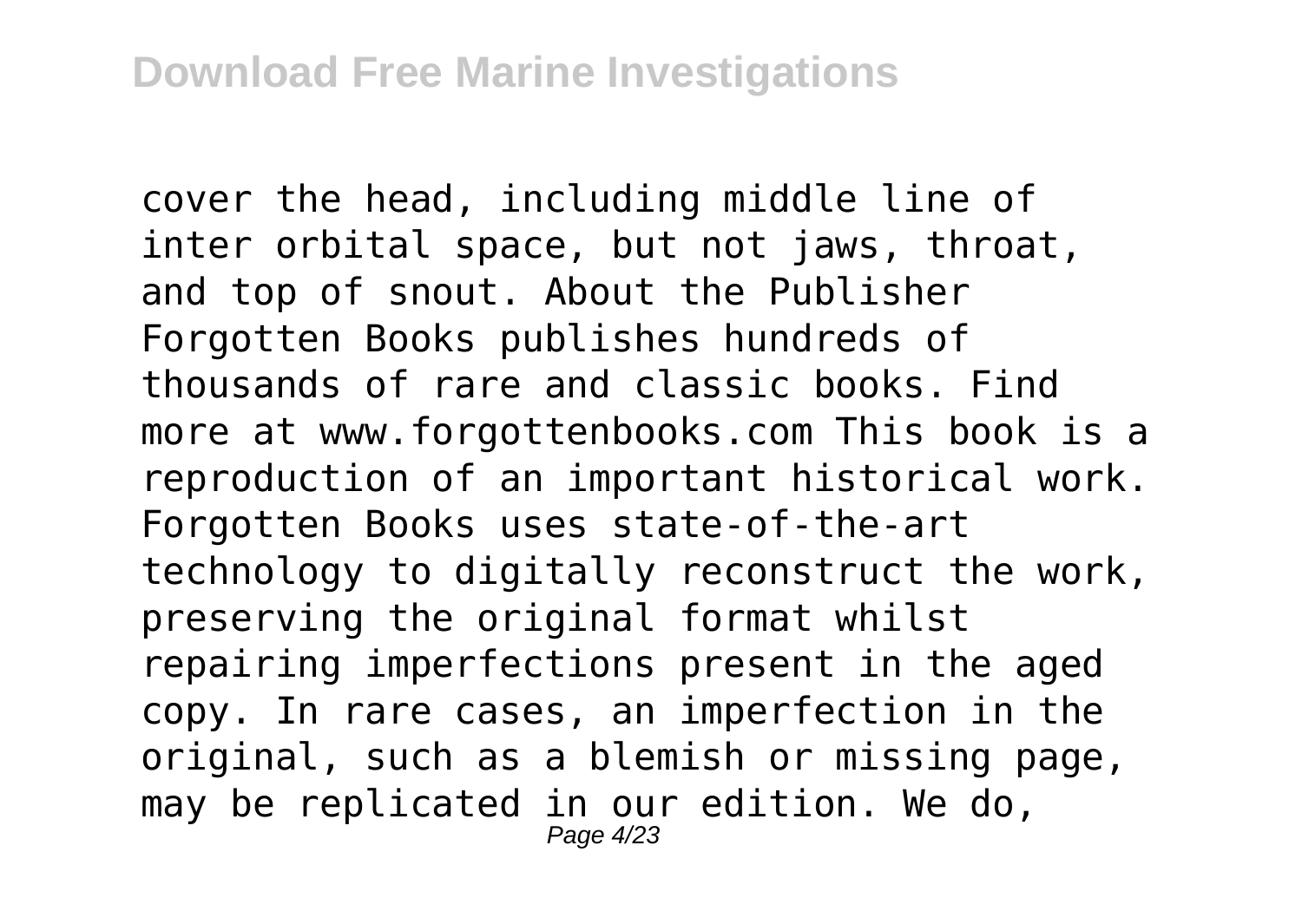cover the head, including middle line of inter orbital space, but not jaws, throat, and top of snout. About the Publisher Forgotten Books publishes hundreds of thousands of rare and classic books. Find more at www.forgottenbooks.com This book is a reproduction of an important historical work. Forgotten Books uses state-of-the-art technology to digitally reconstruct the work, preserving the original format whilst repairing imperfections present in the aged copy. In rare cases, an imperfection in the original, such as a blemish or missing page, may be replicated in our edition. We do,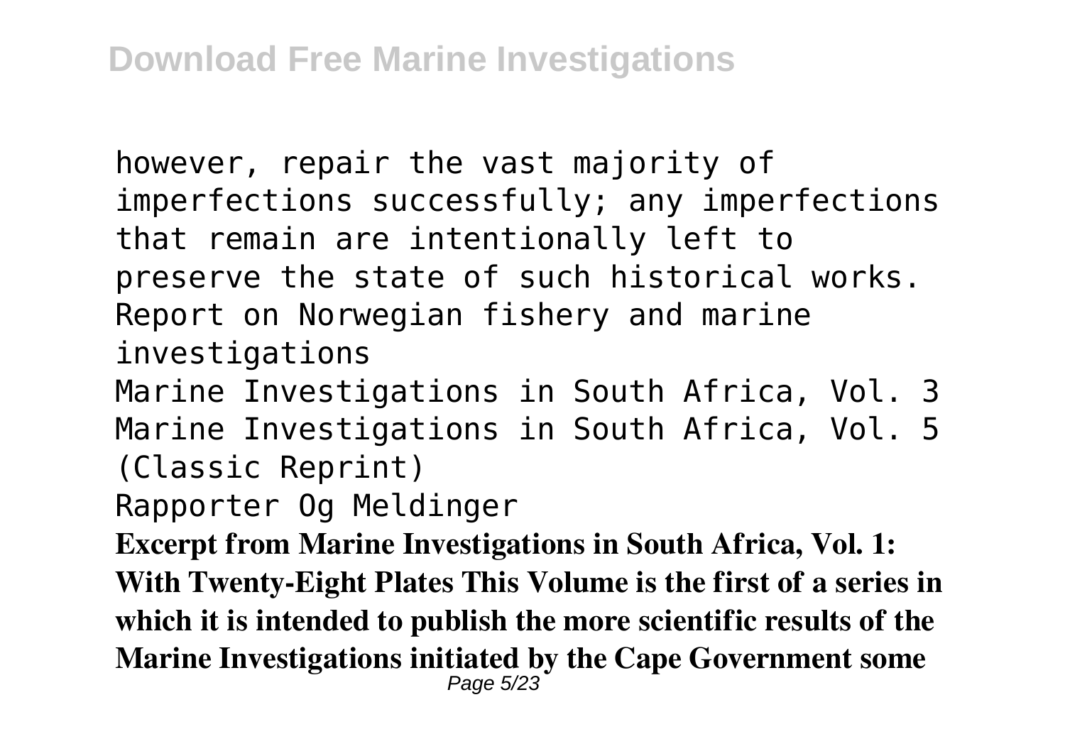however, repair the vast majority of imperfections successfully; any imperfections that remain are intentionally left to preserve the state of such historical works.

Report on Norwegian fishery and marine investigations

Marine Investigations in South Africa, Vol. 3

Marine Investigations in South Africa, Vol. 5 (Classic Reprint)

Rapporter Og Meldinger

**Excerpt from Marine Investigations in South Africa, Vol. 1: With Twenty-Eight Plates This Volume is the first of a series in which it is intended to publish the more scientific results of the Marine Investigations initiated by the Cape Government some**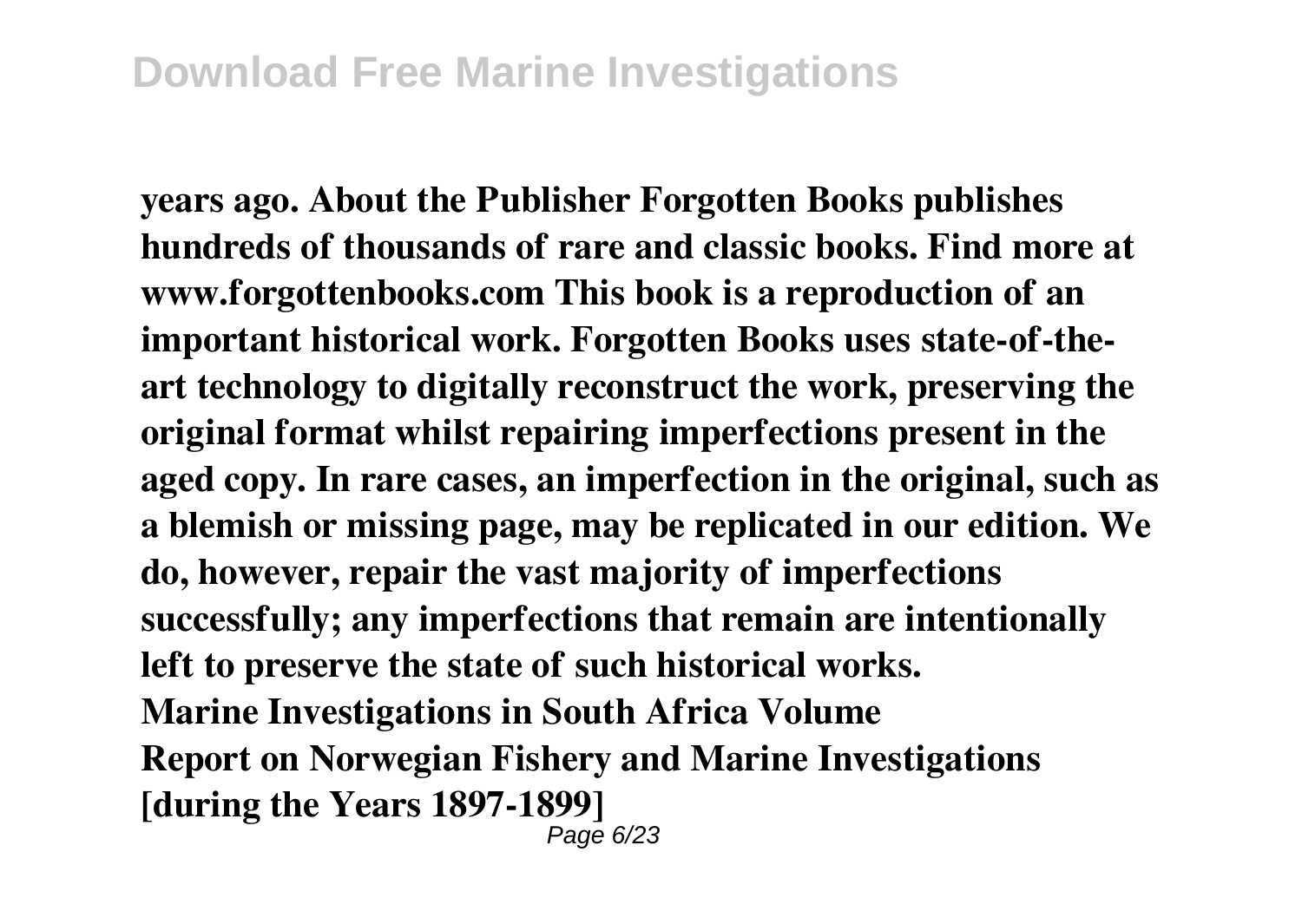**years ago. About the Publisher Forgotten Books publishes hundreds of thousands of rare and classic books. Find more at www.forgottenbooks.com This book is a reproduction of an important historical work. Forgotten Books uses state-of-the-art technology to digitally reconstruct the work, preserving the original format whilst repairing imperfections present in the aged copy. In rare cases, an imperfection in the original, such as a blemish or missing page, may be replicated in our edition. We do, however, repair the vast majority of imperfections successfully; any imperfections that remain are intentionally left to preserve the state of such historical works.**

**Marine Investigations in South Africa Volume**

**Report on Norwegian Fishery and Marine Investigations [during the Years 1897-1899]**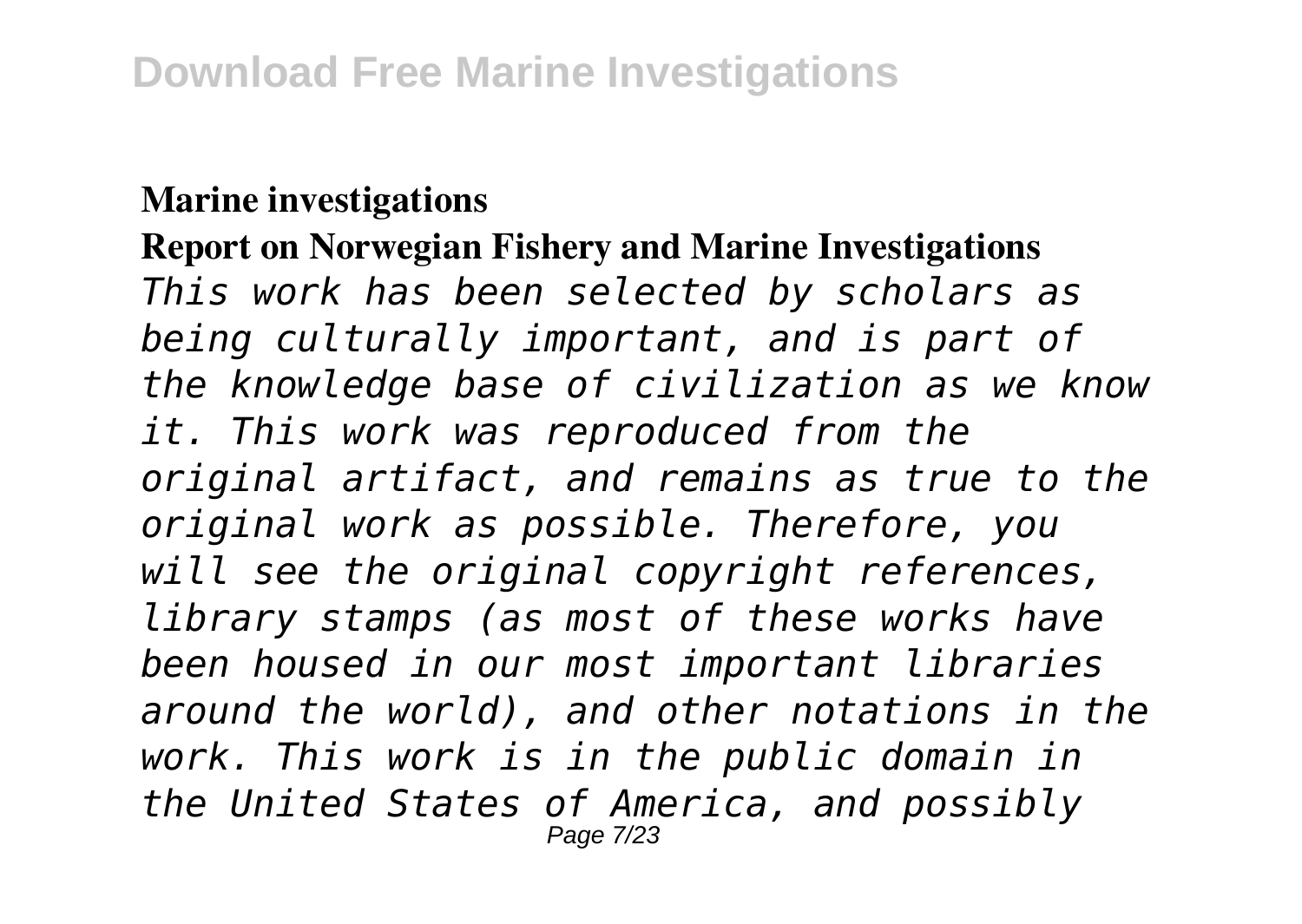**Marine investigations**

**Report on Norwegian Fishery and Marine Investigations**

*This work has been selected by scholars as being culturally important, and is part of the knowledge base of civilization as we know it. This work was reproduced from the original artifact, and remains as true to the original work as possible. Therefore, you will see the original copyright references, library stamps (as most of these works have been housed in our most important libraries around the world), and other notations in the work. This work is in the public domain in the United States of America, and possibly*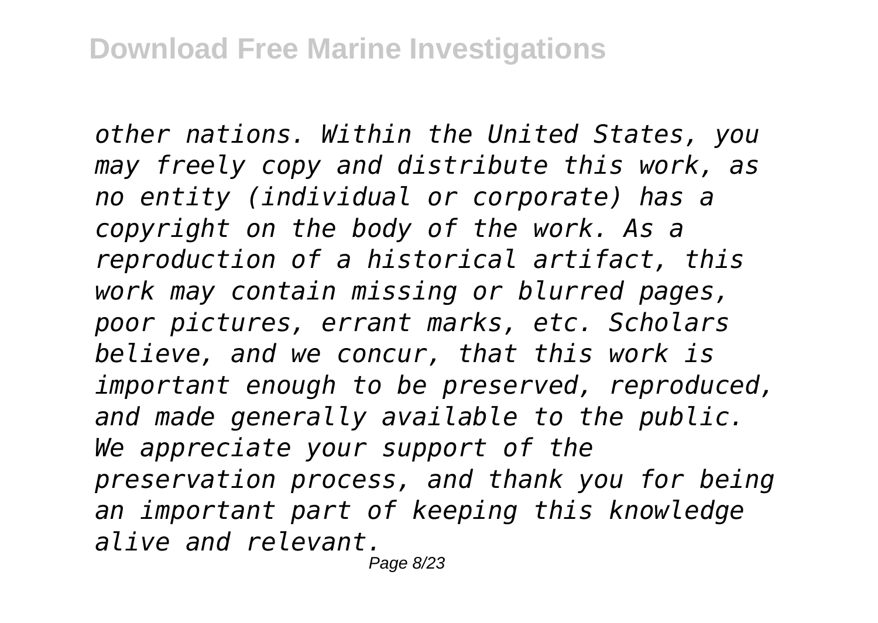*other nations. Within the United States, you may freely copy and distribute this work, as no entity (individual or corporate) has a copyright on the body of the work. As a reproduction of a historical artifact, this work may contain missing or blurred pages, poor pictures, errant marks, etc. Scholars believe, and we concur, that this work is important enough to be preserved, reproduced, and made generally available to the public. We appreciate your support of the preservation process, and thank you for being an important part of keeping this knowledge alive and relevant.*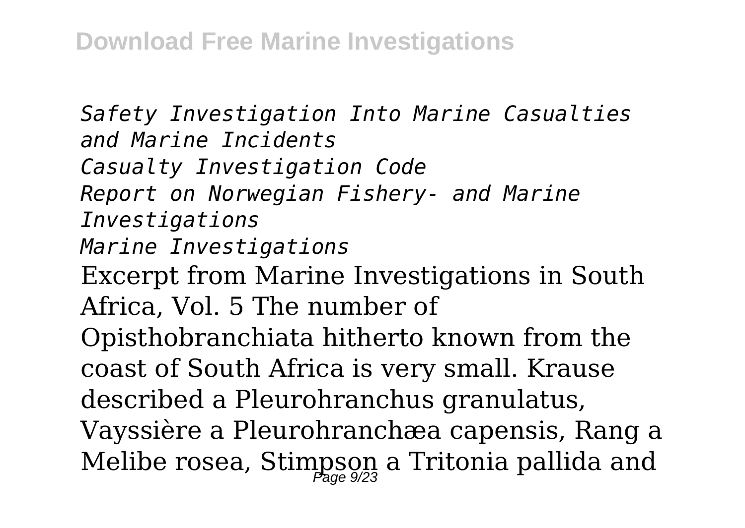*Safety Investigation Into Marine Casualties and Marine Incidents*
*Casualty Investigation Code*
*Report on Norwegian Fishery- and Marine Investigations*
*Marine Investigations*

Excerpt from Marine Investigations in South Africa, Vol. 5 The number of Opisthobranchiata hitherto known from the coast of South Africa is very small. Krause described a Pleurohranchus granulatus, Vayssière a Pleurohranchæa capensis, Rang a Melibe rosea, Stimpson a Tritonia pallida and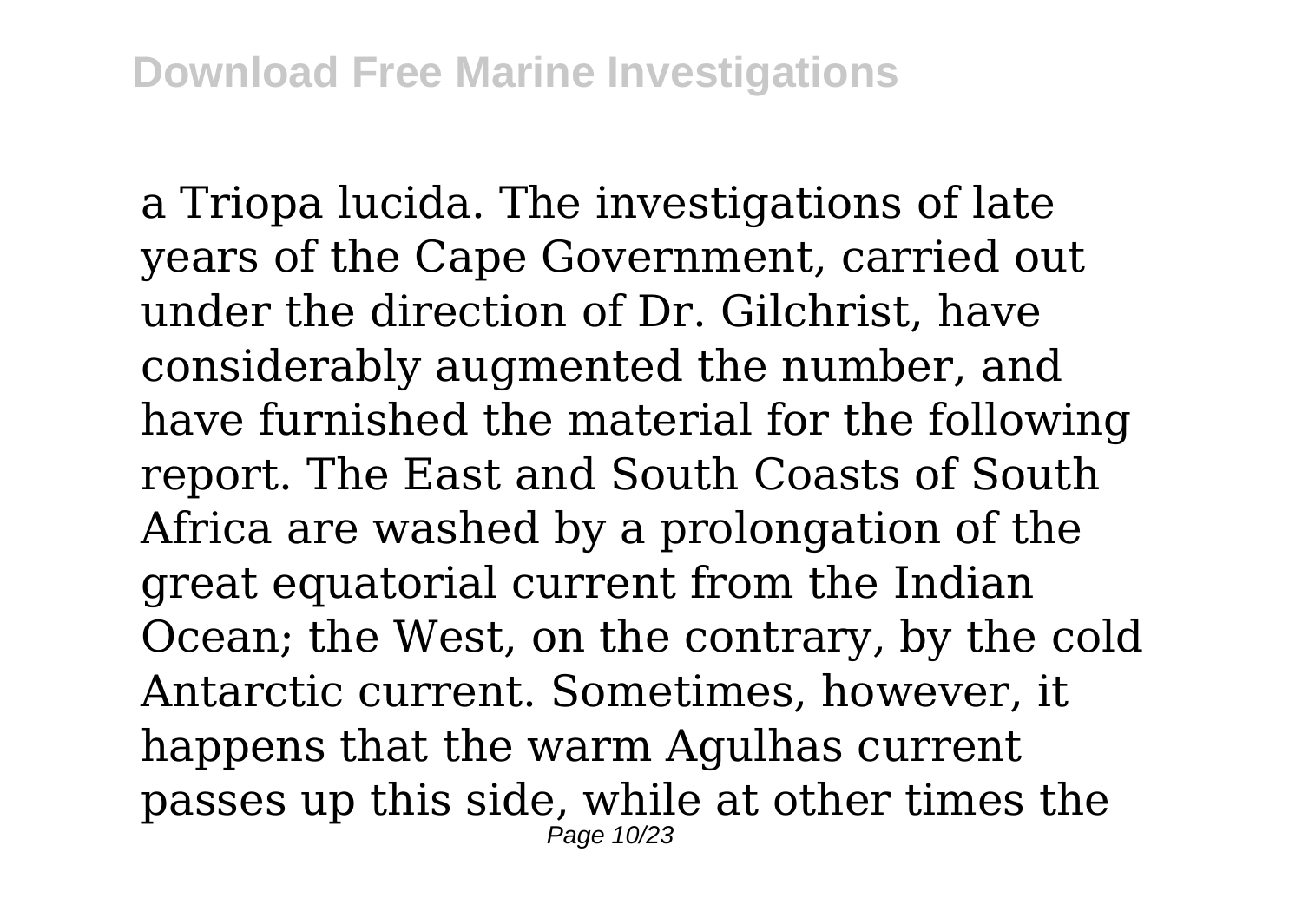a Triopa lucida. The investigations of late years of the Cape Government, carried out under the direction of Dr. Gilchrist, have considerably augmented the number, and have furnished the material for the following report. The East and South Coasts of South Africa are washed by a prolongation of the great equatorial current from the Indian Ocean; the West, on the contrary, by the cold Antarctic current. Sometimes, however, it happens that the warm Agulhas current passes up this side, while at other times the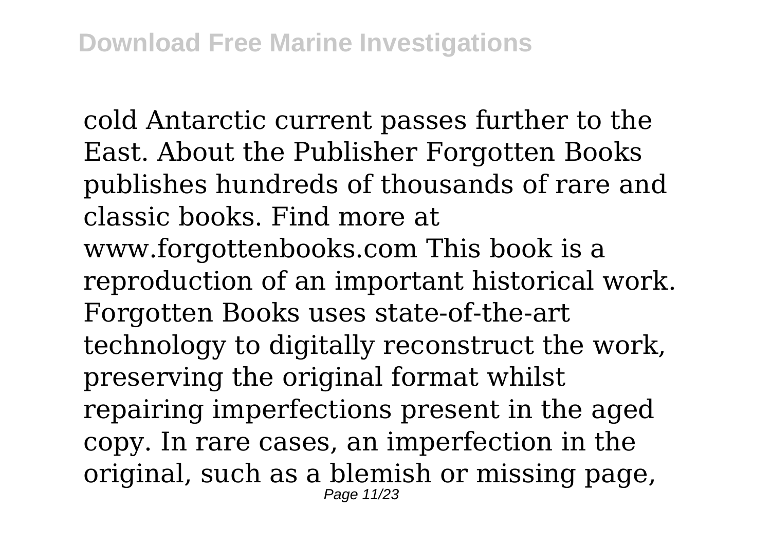cold Antarctic current passes further to the East. About the Publisher Forgotten Books publishes hundreds of thousands of rare and classic books. Find more at www.forgottenbooks.com This book is a reproduction of an important historical work. Forgotten Books uses state-of-the-art technology to digitally reconstruct the work, preserving the original format whilst repairing imperfections present in the aged copy. In rare cases, an imperfection in the original, such as a blemish or missing page,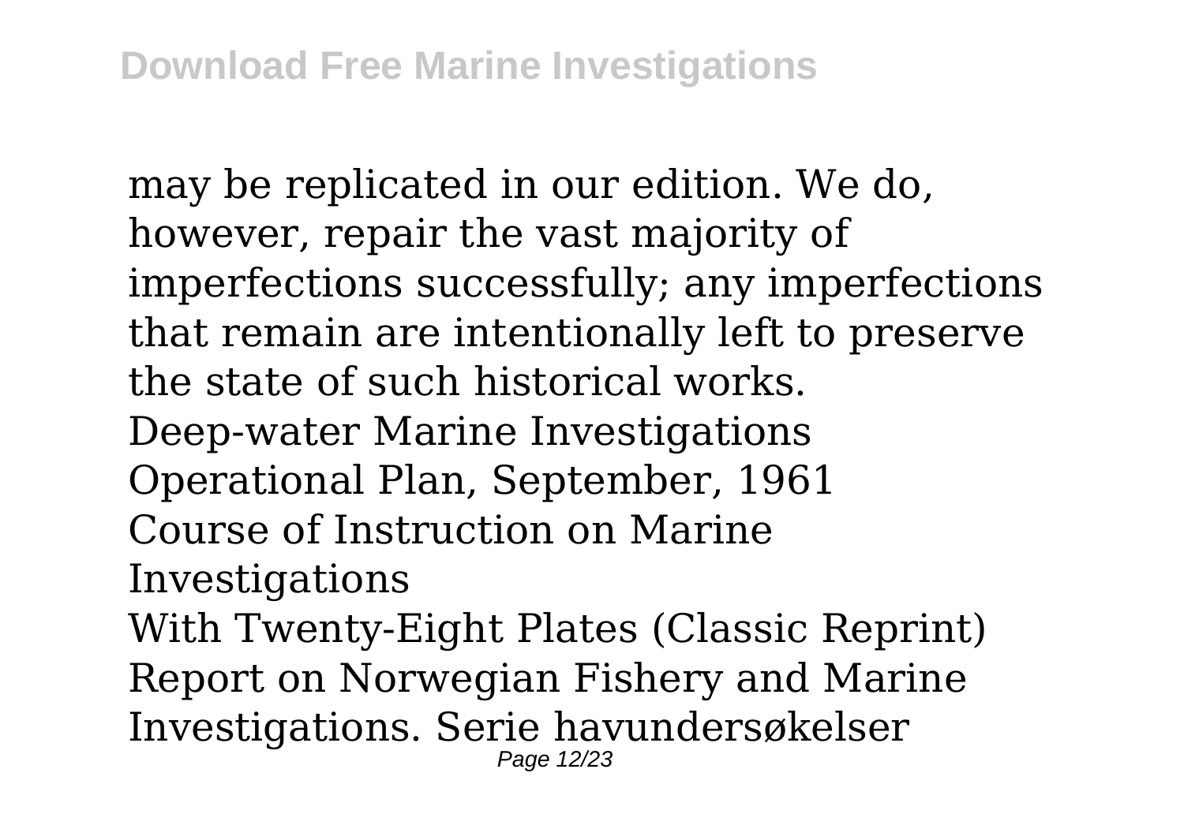may be replicated in our edition. We do, however, repair the vast majority of imperfections successfully; any imperfections that remain are intentionally left to preserve the state of such historical works.

Deep-water Marine Investigations

Operational Plan, September, 1961

Course of Instruction on Marine Investigations

With Twenty-Eight Plates (Classic Reprint)

Report on Norwegian Fishery and Marine Investigations. Serie havundersøkelser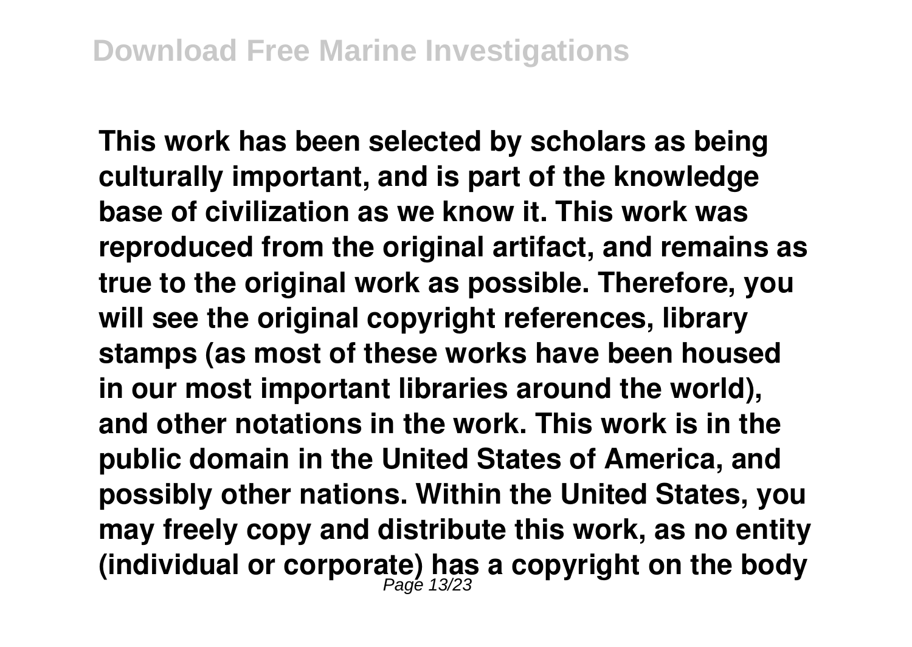**This work has been selected by scholars as being culturally important, and is part of the knowledge base of civilization as we know it. This work was reproduced from the original artifact, and remains as true to the original work as possible. Therefore, you will see the original copyright references, library stamps (as most of these works have been housed in our most important libraries around the world), and other notations in the work. This work is in the public domain in the United States of America, and possibly other nations. Within the United States, you may freely copy and distribute this work, as no entity (individual or corporate) has a copyright on the body**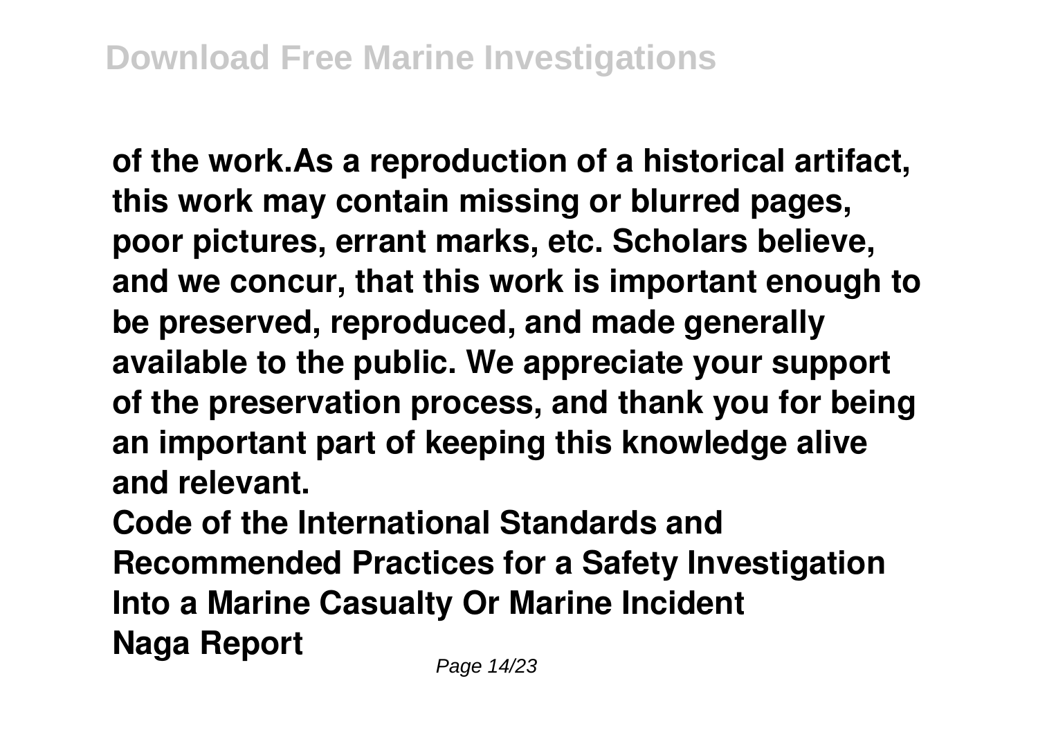**of the work.As a reproduction of a historical artifact, this work may contain missing or blurred pages, poor pictures, errant marks, etc. Scholars believe, and we concur, that this work is important enough to be preserved, reproduced, and made generally available to the public. We appreciate your support of the preservation process, and thank you for being an important part of keeping this knowledge alive and relevant.**

**Code of the International Standards and Recommended Practices for a Safety Investigation Into a Marine Casualty Or Marine Incident**

**Naga Report**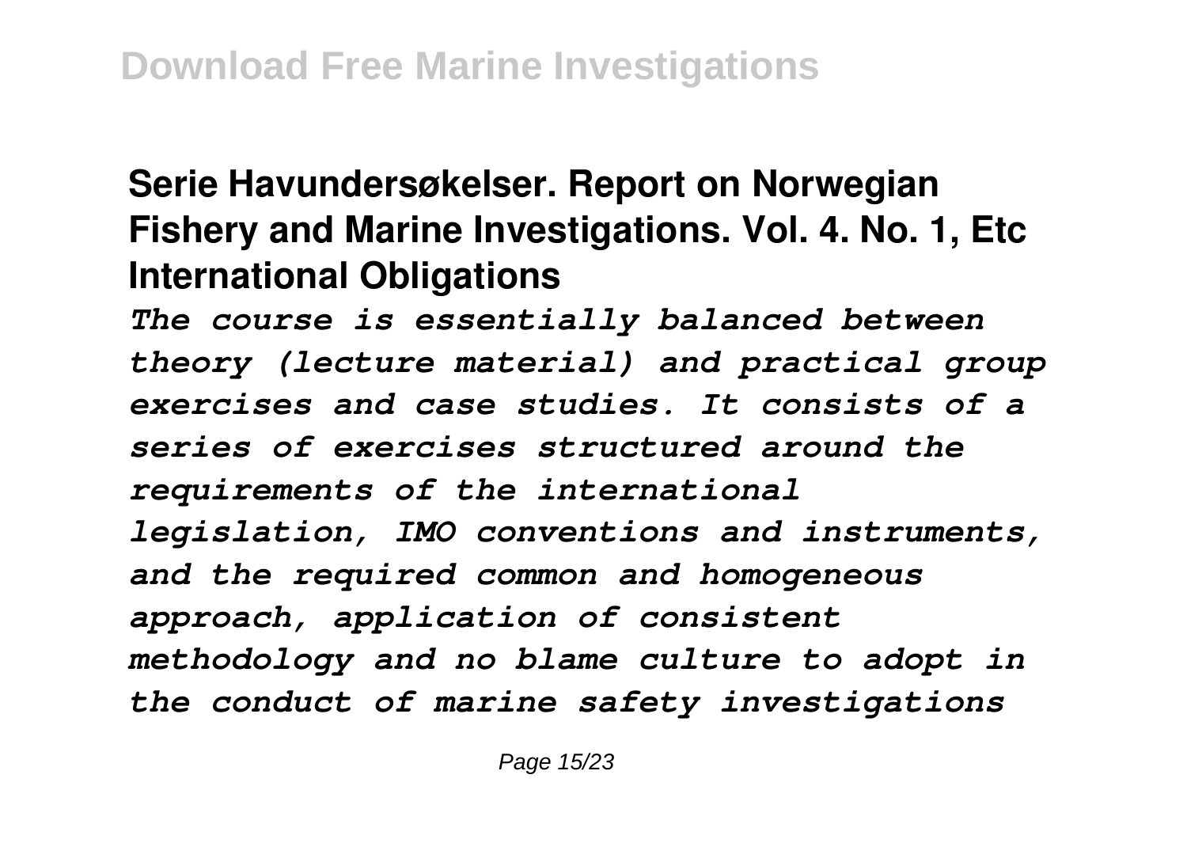**Serie Havundersøkelser. Report on Norwegian Fishery and Marine Investigations. Vol. 4. No. 1, Etc**

**International Obligations**

***The course is essentially balanced between theory (lecture material) and practical group exercises and case studies. It consists of a series of exercises structured around the requirements of the international legislation, IMO conventions and instruments, and the required common and homogeneous approach, application of consistent methodology and no blame culture to adopt in the conduct of marine safety investigations***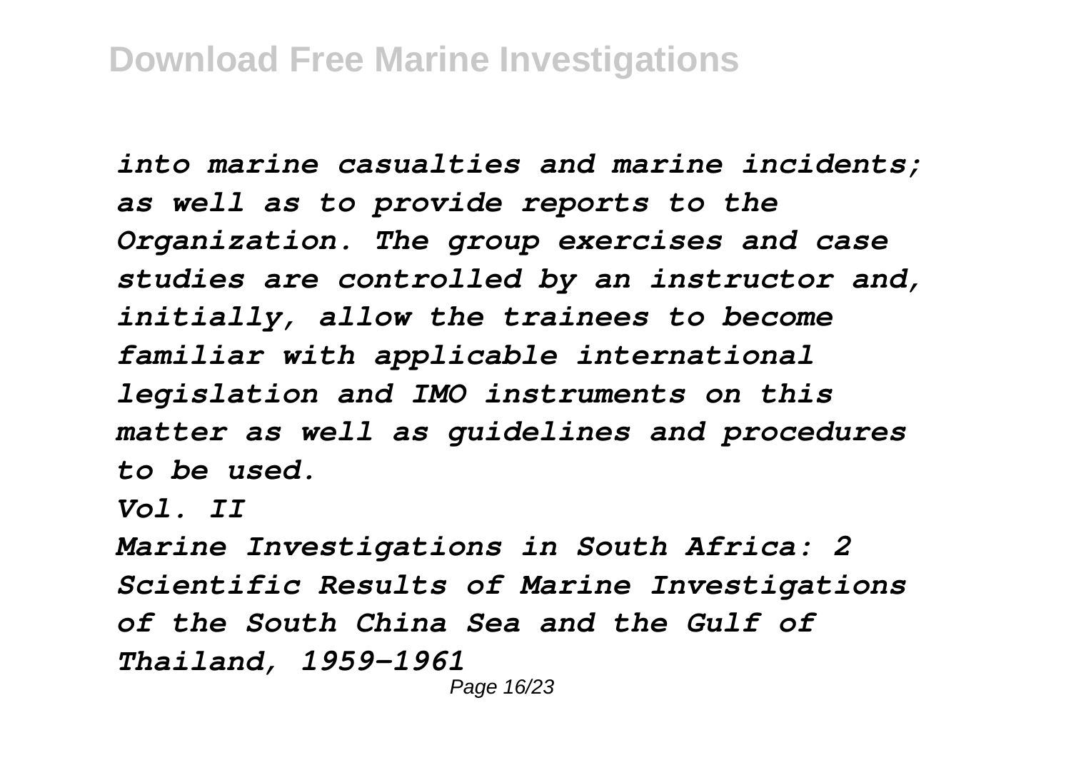*into marine casualties and marine incidents; as well as to provide reports to the Organization. The group exercises and case studies are controlled by an instructor and, initially, allow the trainees to become familiar with applicable international legislation and IMO instruments on this matter as well as guidelines and procedures to be used.*

*Vol. II*

*Marine Investigations in South Africa: 2*

*Scientific Results of Marine Investigations of the South China Sea and the Gulf of Thailand, 1959-1961*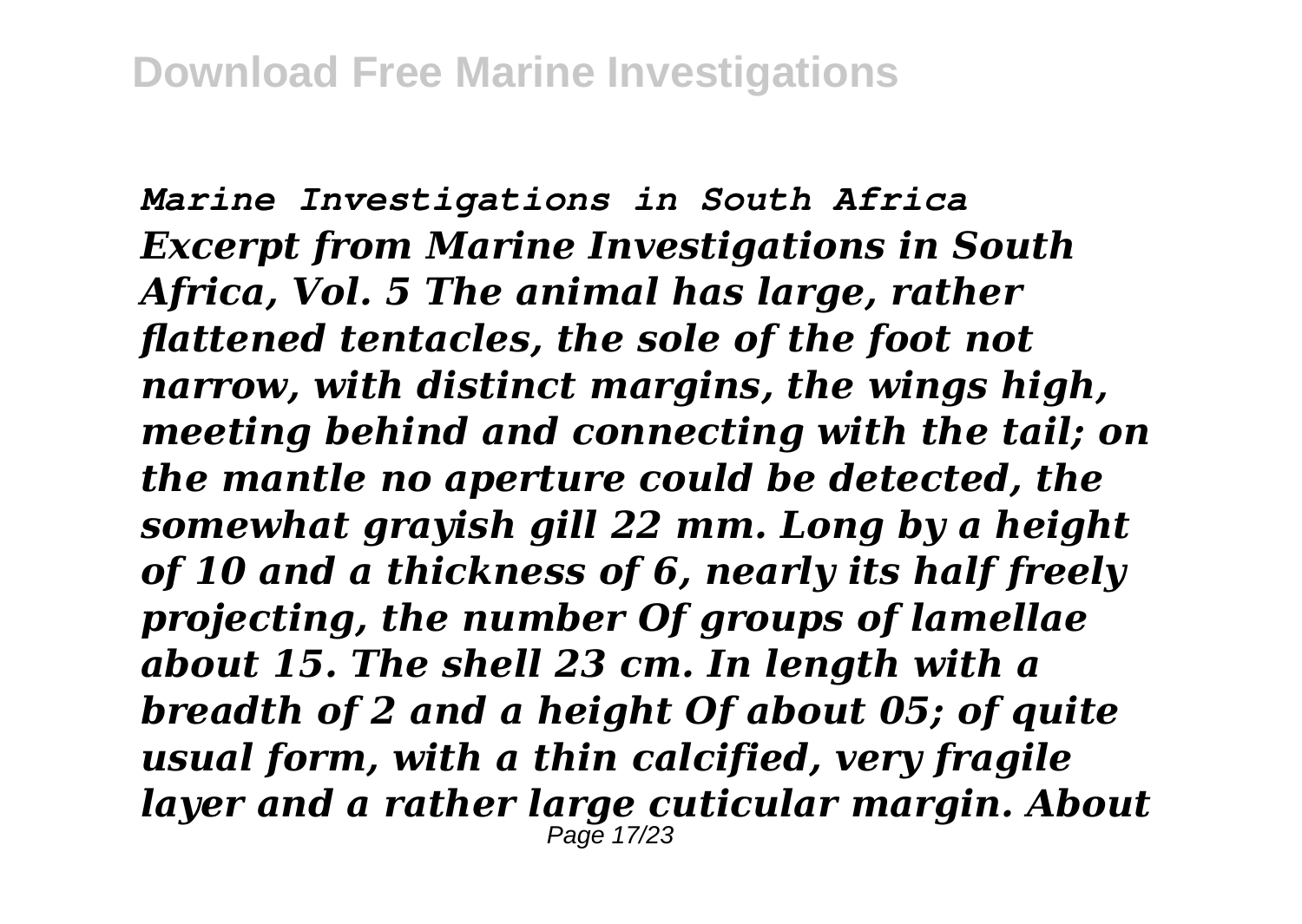*Marine Investigations in South Africa*
***Excerpt from Marine Investigations in South Africa, Vol. 5 The animal has large, rather flattened tentacles, the sole of the foot not narrow, with distinct margins, the wings high, meeting behind and connecting with the tail; on the mantle no aperture could be detected, the somewhat grayish gill 22 mm. Long by a height of 10 and a thickness of 6, nearly its half freely projecting, the number Of groups of lamellae about 15. The shell 23 cm. In length with a breadth of 2 and a height Of about 05; of quite usual form, with a thin calcified, very fragile layer and a rather large cuticular margin. About***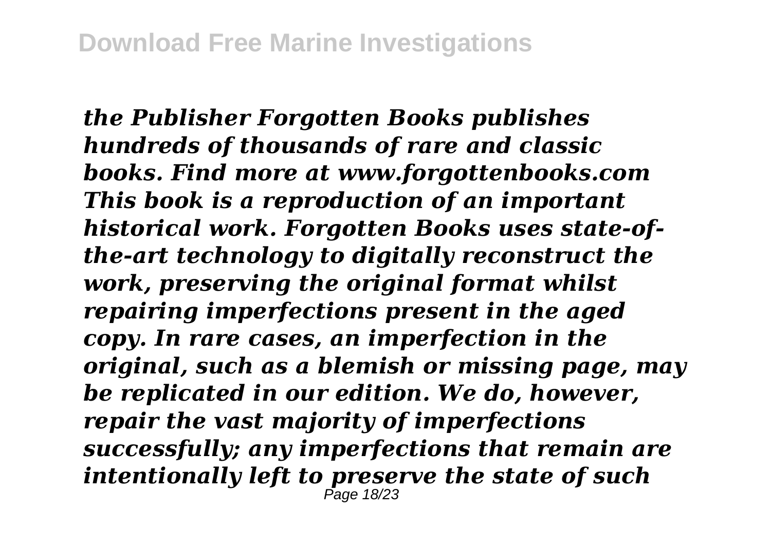*the Publisher Forgotten Books publishes hundreds of thousands of rare and classic books. Find more at www.forgottenbooks.com This book is a reproduction of an important historical work. Forgotten Books uses state-of-the-art technology to digitally reconstruct the work, preserving the original format whilst repairing imperfections present in the aged copy. In rare cases, an imperfection in the original, such as a blemish or missing page, may be replicated in our edition. We do, however, repair the vast majority of imperfections successfully; any imperfections that remain are intentionally left to preserve the state of such*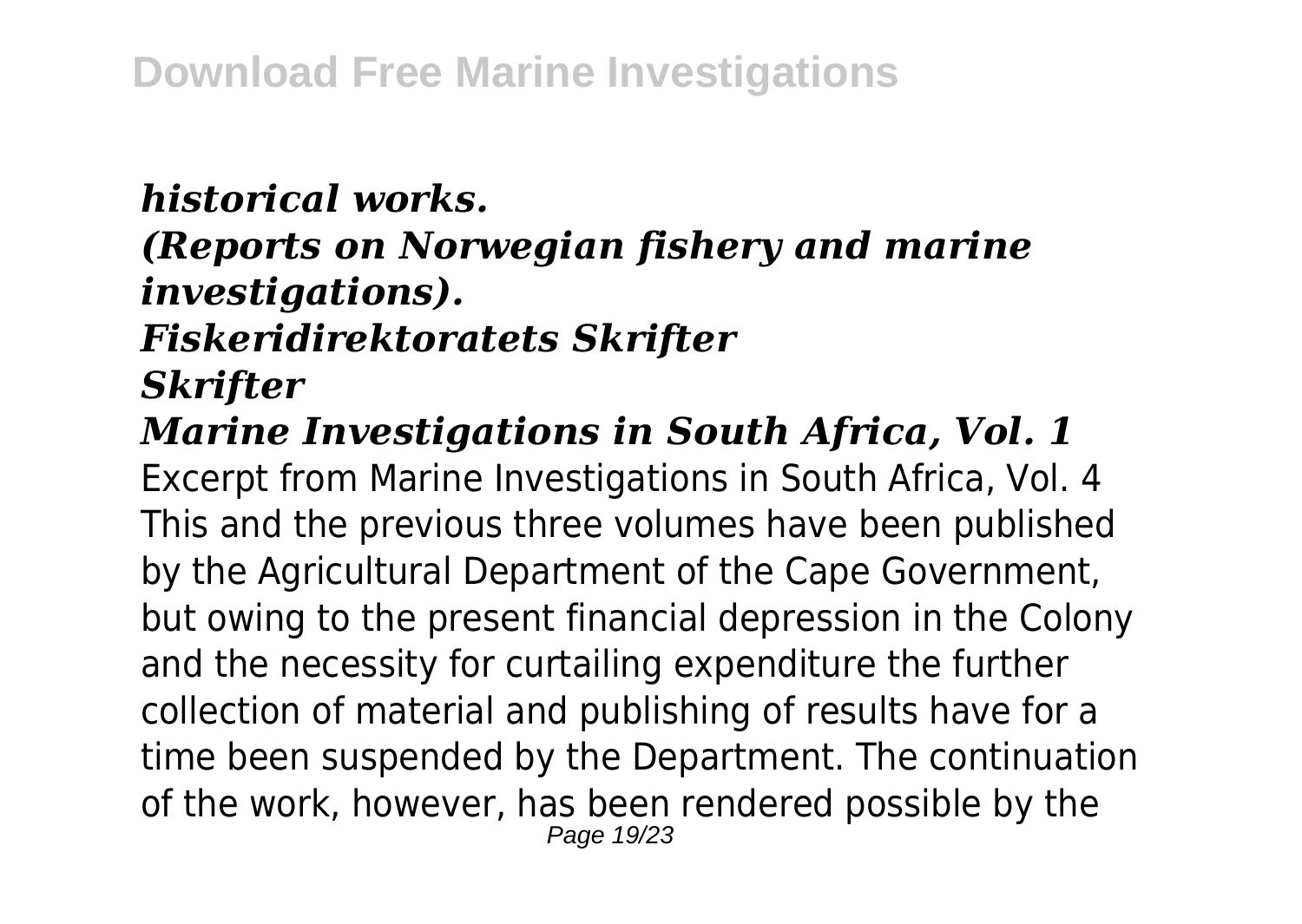***historical works.***

***(Reports on Norwegian fishery and marine investigations).***

***Fiskeridirektoratets Skrifter***

***Skrifter***

***Marine Investigations in South Africa, Vol. 1***

Excerpt from Marine Investigations in South Africa, Vol. 4 This and the previous three volumes have been published by the Agricultural Department of the Cape Government, but owing to the present financial depression in the Colony and the necessity for curtailing expenditure the further collection of material and publishing of results have for a time been suspended by the Department. The continuation of the work, however, has been rendered possible by the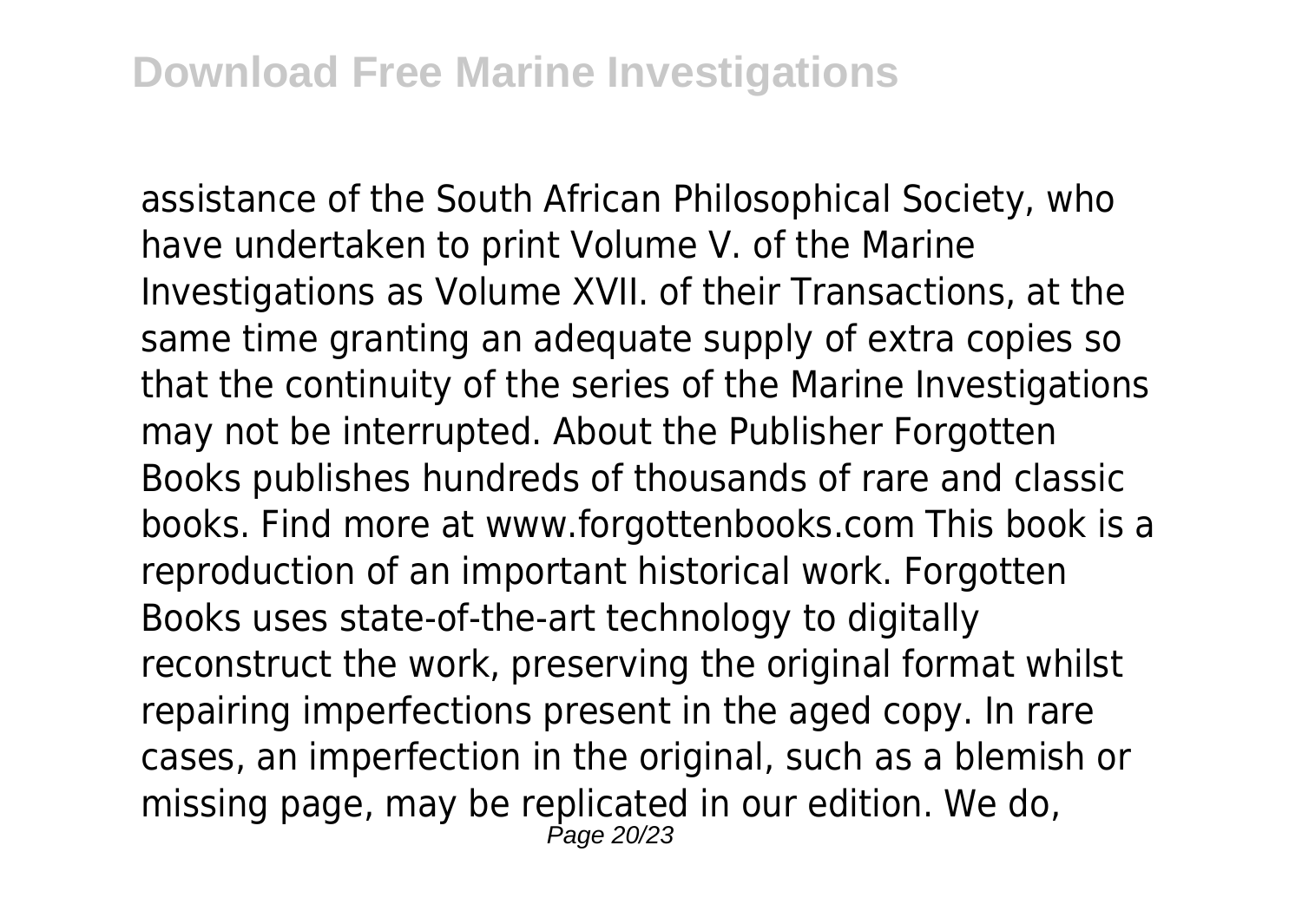assistance of the South African Philosophical Society, who have undertaken to print Volume V. of the Marine Investigations as Volume XVII. of their Transactions, at the same time granting an adequate supply of extra copies so that the continuity of the series of the Marine Investigations may not be interrupted. About the Publisher Forgotten Books publishes hundreds of thousands of rare and classic books. Find more at www.forgottenbooks.com This book is a reproduction of an important historical work. Forgotten Books uses state-of-the-art technology to digitally reconstruct the work, preserving the original format whilst repairing imperfections present in the aged copy. In rare cases, an imperfection in the original, such as a blemish or missing page, may be replicated in our edition. We do,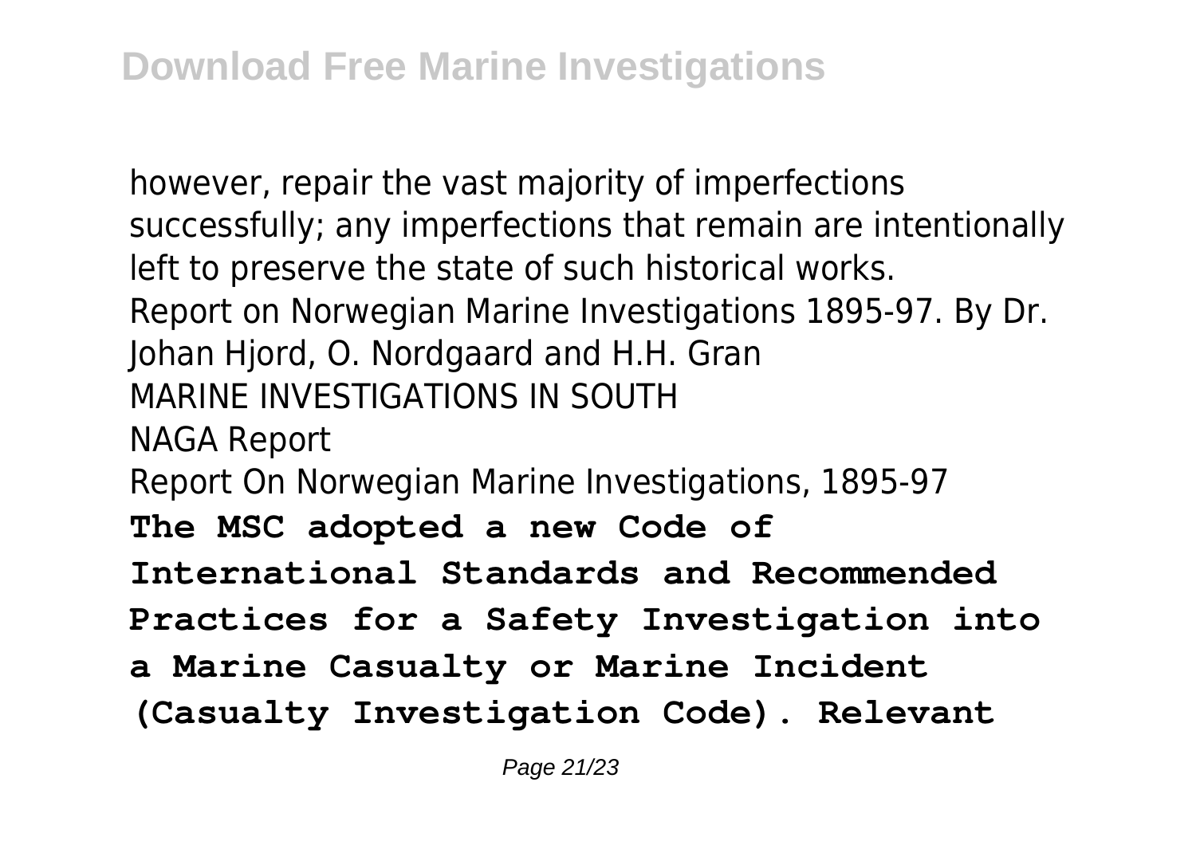however, repair the vast majority of imperfections successfully; any imperfections that remain are intentionally left to preserve the state of such historical works.

Report on Norwegian Marine Investigations 1895-97. By Dr. Johan Hjord, O. Nordgaard and H.H. Gran

MARINE INVESTIGATIONS IN SOUTH

NAGA Report

Report On Norwegian Marine Investigations, 1895-97

**The MSC adopted a new Code of International Standards and Recommended Practices for a Safety Investigation into a Marine Casualty or Marine Incident (Casualty Investigation Code). Relevant**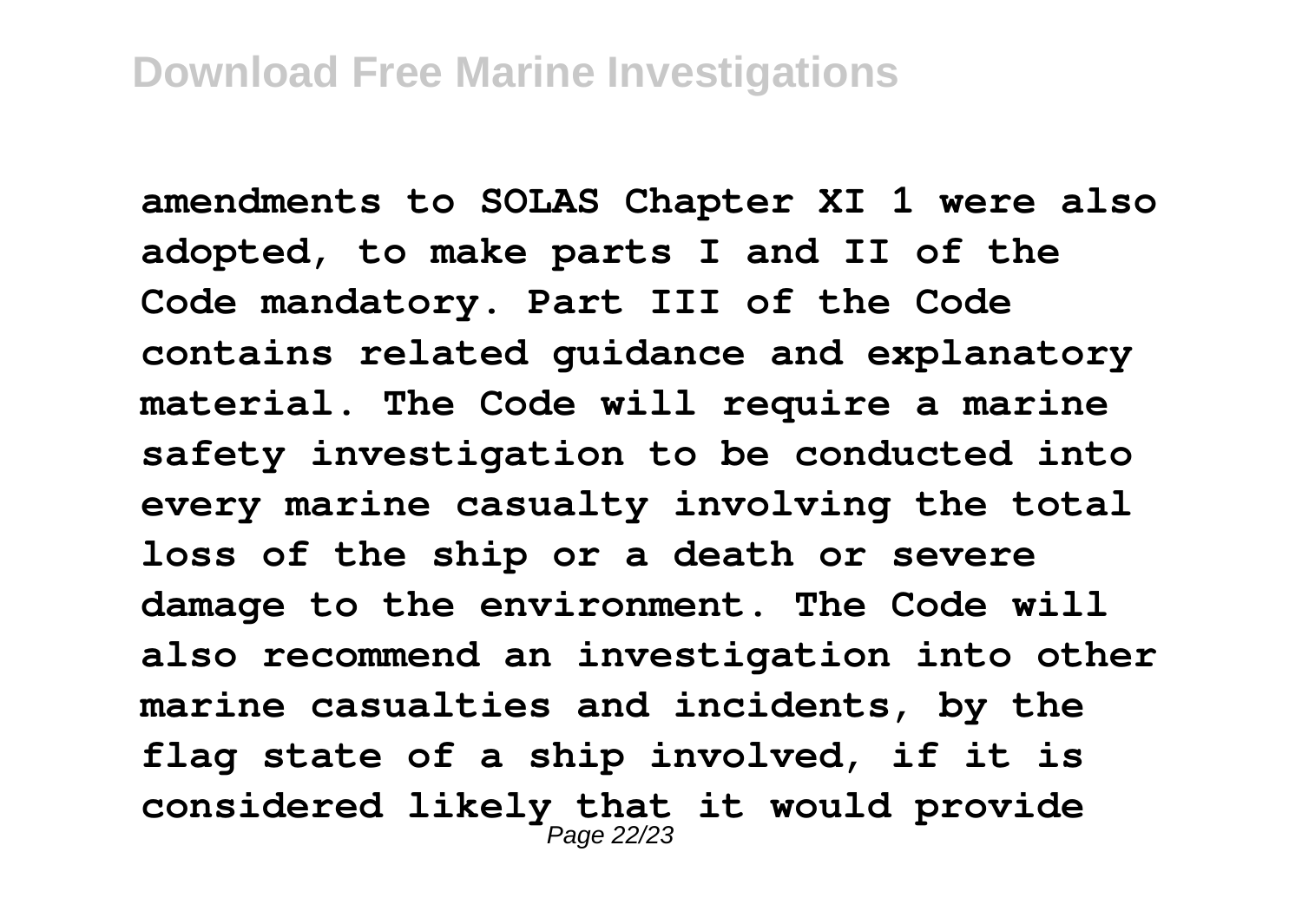amendments to SOLAS Chapter XI 1 were also adopted, to make parts I and II of the Code mandatory. Part III of the Code contains related guidance and explanatory material. The Code will require a marine safety investigation to be conducted into every marine casualty involving the total loss of the ship or a death or severe damage to the environment. The Code will also recommend an investigation into other marine casualties and incidents, by the flag state of a ship involved, if it is considered likely that it would provide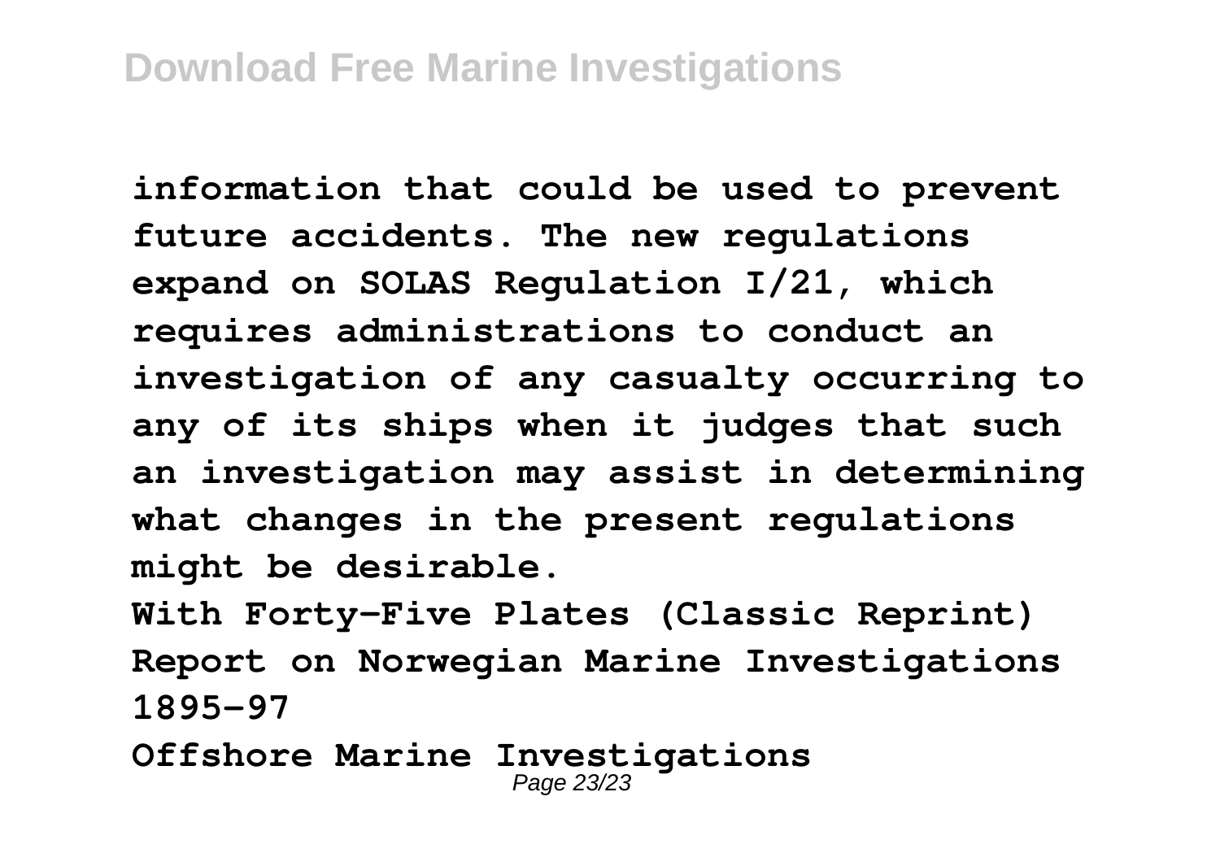**information that could be used to prevent future accidents. The new regulations expand on SOLAS Regulation I/21, which requires administrations to conduct an investigation of any casualty occurring to any of its ships when it judges that such an investigation may assist in determining what changes in the present regulations might be desirable.**

**With Forty-Five Plates (Classic Reprint)**

**Report on Norwegian Marine Investigations 1895-97**

**Offshore Marine Investigations**